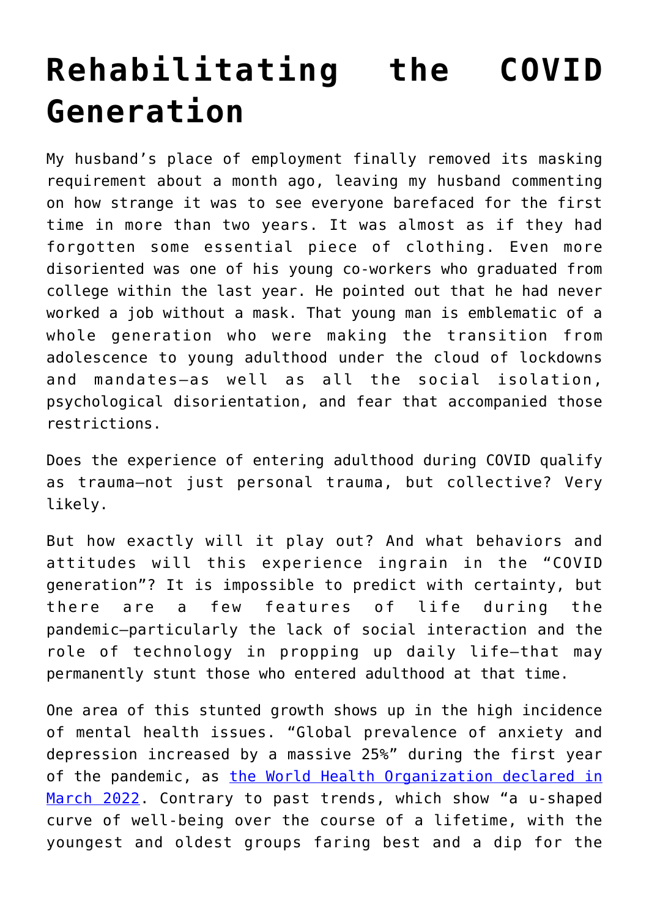# Rehabilitating the COVID Generation

My husband's place of employment finally removed its masking requirement about a month ago, leaving my husband commenting on how strange it was to see everyone barefaced for the first time in more than two years. It was almost as if they had forgotten some essential piece of clothing. Even more disoriented was one of his young co-workers who graduated from college within the last year. He pointed out that he had never worked a job without a mask. That young man is emblematic of a whole generation who were making the transition from adolescence to young adulthood under the cloud of lockdowns and mandates—as well as all the social isolation, psychological disorientation, and fear that accompanied those restrictions.

Does the experience of entering adulthood during COVID qualify as trauma—not just personal trauma, but collective? Very likely.

But how exactly will it play out? And what behaviors and attitudes will this experience ingrain in the "COVID generation"? It is impossible to predict with certainty, but there are a few features of life during the pandemic—particularly the lack of social interaction and the role of technology in propping up daily life—that may permanently stunt those who entered adulthood at that time.

One area of this stunted growth shows up in the high incidence of mental health issues. "Global prevalence of anxiety and depression increased by a massive 25%" during the first year of the pandemic, as [the World Health Organization declared in March 2022](). Contrary to past trends, which show "a u-shaped curve of well-being over the course of a lifetime, with the youngest and oldest groups faring best and a dip for the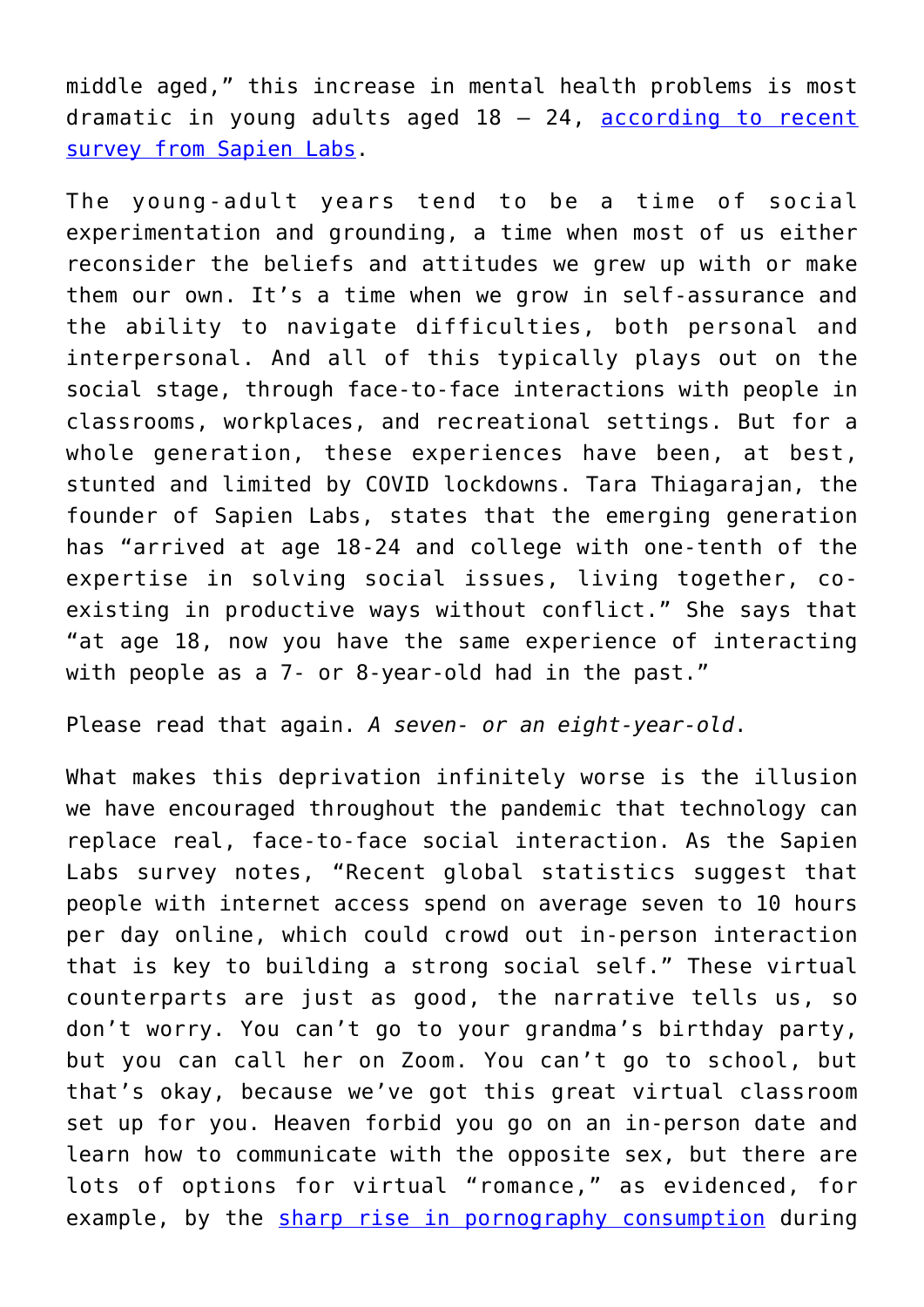middle aged," this increase in mental health problems is most dramatic in young adults aged 18 – 24, [according to recent survey from Sapien Labs](#).

The young-adult years tend to be a time of social experimentation and grounding, a time when most of us either reconsider the beliefs and attitudes we grew up with or make them our own. It's a time when we grow in self-assurance and the ability to navigate difficulties, both personal and interpersonal. And all of this typically plays out on the social stage, through face-to-face interactions with people in classrooms, workplaces, and recreational settings. But for a whole generation, these experiences have been, at best, stunted and limited by COVID lockdowns. Tara Thiagarajan, the founder of Sapien Labs, states that the emerging generation has "arrived at age 18-24 and college with one-tenth of the expertise in solving social issues, living together, co-existing in productive ways without conflict." She says that "at age 18, now you have the same experience of interacting with people as a 7- or 8-year-old had in the past."

Please read that again. *A seven- or an eight-year-old.*

What makes this deprivation infinitely worse is the illusion we have encouraged throughout the pandemic that technology can replace real, face-to-face social interaction. As the Sapien Labs survey notes, "Recent global statistics suggest that people with internet access spend on average seven to 10 hours per day online, which could crowd out in-person interaction that is key to building a strong social self." These virtual counterparts are just as good, the narrative tells us, so don't worry. You can't go to your grandma's birthday party, but you can call her on Zoom. You can't go to school, but that's okay, because we've got this great virtual classroom set up for you. Heaven forbid you go on an in-person date and learn how to communicate with the opposite sex, but there are lots of options for virtual "romance," as evidenced, for example, by the [sharp rise in pornography consumption](#) during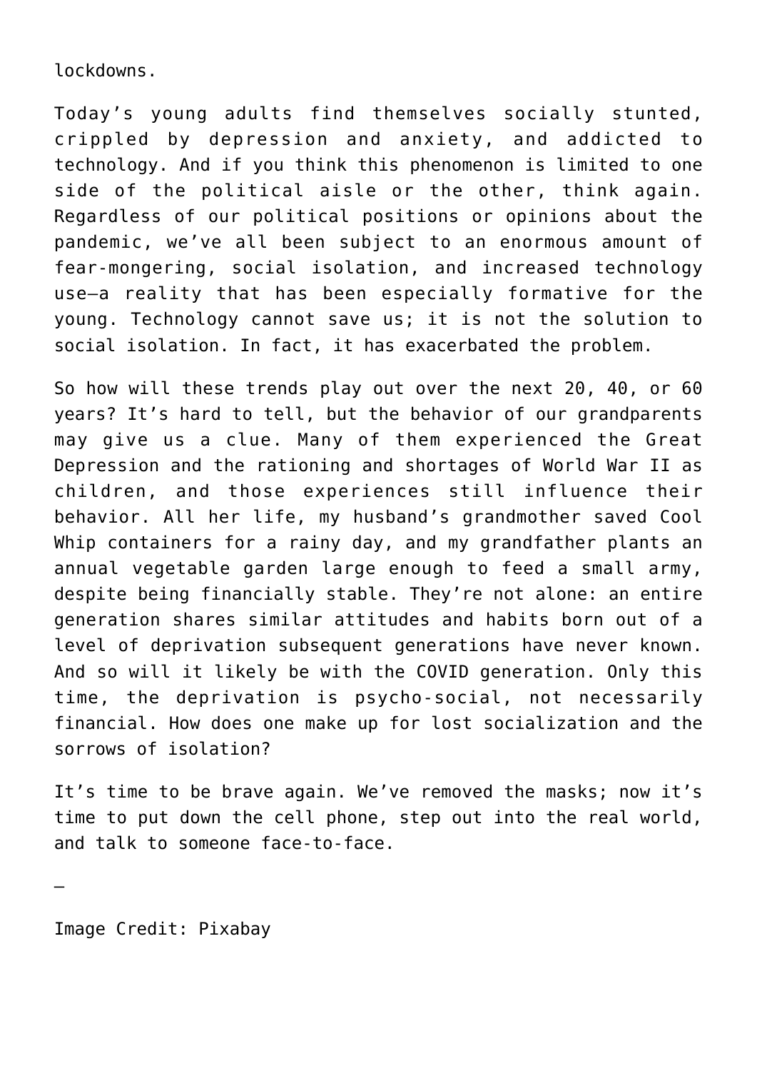lockdowns.

Today's young adults find themselves socially stunted, crippled by depression and anxiety, and addicted to technology. And if you think this phenomenon is limited to one side of the political aisle or the other, think again. Regardless of our political positions or opinions about the pandemic, we've all been subject to an enormous amount of fear-mongering, social isolation, and increased technology use—a reality that has been especially formative for the young. Technology cannot save us; it is not the solution to social isolation. In fact, it has exacerbated the problem.

So how will these trends play out over the next 20, 40, or 60 years? It's hard to tell, but the behavior of our grandparents may give us a clue. Many of them experienced the Great Depression and the rationing and shortages of World War II as children, and those experiences still influence their behavior. All her life, my husband's grandmother saved Cool Whip containers for a rainy day, and my grandfather plants an annual vegetable garden large enough to feed a small army, despite being financially stable. They're not alone: an entire generation shares similar attitudes and habits born out of a level of deprivation subsequent generations have never known. And so will it likely be with the COVID generation. Only this time, the deprivation is psycho-social, not necessarily financial. How does one make up for lost socialization and the sorrows of isolation?

It's time to be brave again. We've removed the masks; now it's time to put down the cell phone, step out into the real world, and talk to someone face-to-face.

—

Image Credit: Pixabay